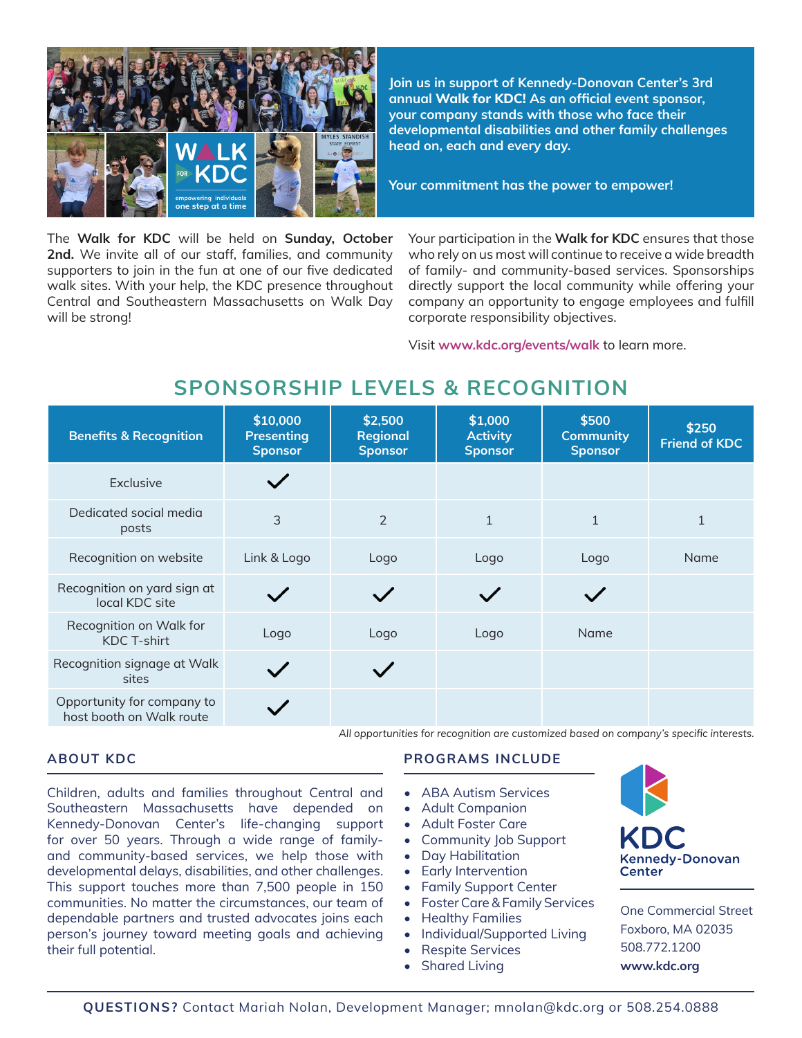**Join us in support of Kennedy-Donovan Center's 3rd annual Walk for KDC! As an official event sponsor, your company stands with those who face their developmental disabilities and other family challenges head on, each and every day.**

**Your commitment has the power to empower!**

The **Walk for KDC** will be held on **Sunday, October 2nd.** We invite all of our staff, families, and community supporters to join in the fun at one of our five dedicated walk sites. With your help, the KDC presence throughout Central and Southeastern Massachusetts on Walk Day will be strong!

Your participation in the **Walk for KDC** ensures that those who rely on us most will continue to receive a wide breadth of family- and community-based services. Sponsorships directly support the local community while offering your company an opportunity to engage employees and fulfill corporate responsibility objectives.

Visit **www.kdc.org/events/walk** to learn more.

## SPONSORSHIP LEVELS & RECOGNITION

| Benefits & Recognition | $10,000 Presenting Sponsor | $2,500 Regional Sponsor | $1,000 Activity Sponsor | $500 Community Sponsor | $250 Friend of KDC |
|---|---|---|---|---|---|
| Exclusive | ✓ | | | | |
| Dedicated social media posts | 3 | 2 | 1 | 1 | 1 |
| Recognition on website | Link & Logo | Logo | Logo | Logo | Name |
| Recognition on yard sign at local KDC site | ✓ | ✓ | ✓ | ✓ | |
| Recognition on Walk for KDC T-shirt | Logo | Logo | Logo | Name | |
| Recognition signage at Walk sites | ✓ | ✓ | | | |
| Opportunity for company to host booth on Walk route | ✓ | | | | |

*All opportunities for recognition are customized based on company's specific interests.*

### ABOUT KDC

Children, adults and families throughout Central and Southeastern Massachusetts have depended on Kennedy-Donovan Center's life-changing support for over 50 years. Through a wide range of family- and community-based services, we help those with developmental delays, disabilities, and other challenges. This support touches more than 7,500 people in 150 communities. No matter the circumstances, our team of dependable partners and trusted advocates joins each person's journey toward meeting goals and achieving their full potential.

### PROGRAMS INCLUDE

- ABA Autism Services
- Adult Companion
- Adult Foster Care
- Community Job Support
- Day Habilitation
- Early Intervention
- Family Support Center
- Foster Care & Family Services
- Healthy Families
- Individual/Supported Living
- Respite Services
- Shared Living

**KDC**
**Kennedy-Donovan Center**

One Commercial Street
Foxboro, MA 02035
508.772.1200
**www.kdc.org**

**QUESTIONS?** Contact Mariah Nolan, Development Manager; mnolan@kdc.org or 508.254.0888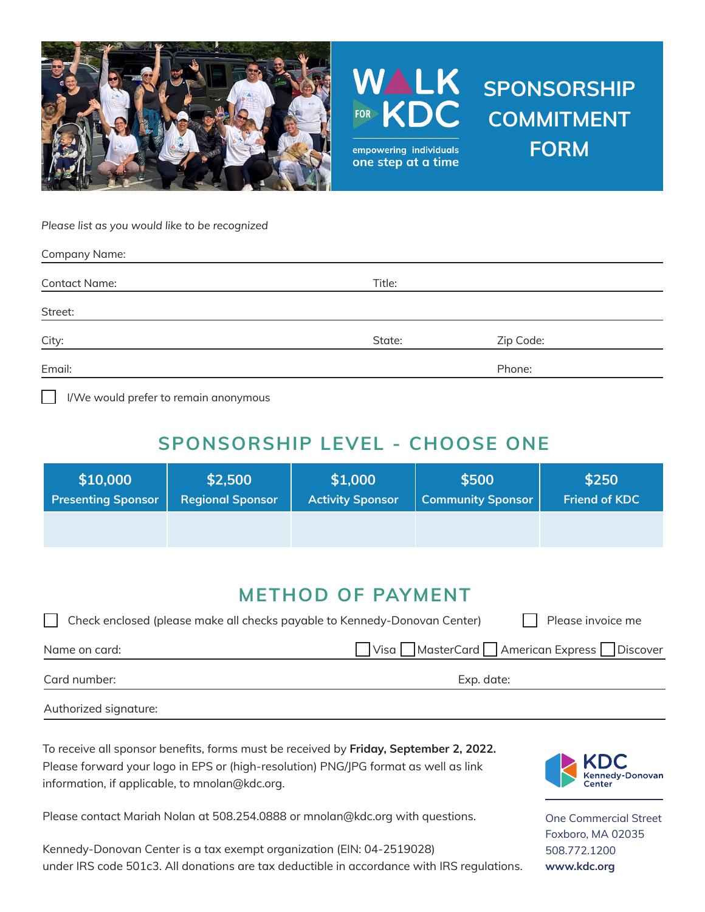WALK FOR KDC

empowering individuals
one step at a time

# SPONSORSHIP COMMITMENT FORM

*Please list as you would like to be recognized*

Company Name:

Contact Name: Title:

Street:

City: State: Zip Code:

Email: Phone:

☐ I/We would prefer to remain anonymous

## SPONSORSHIP LEVEL - CHOOSE ONE

| $10,000 Presenting Sponsor | $2,500 Regional Sponsor | $1,000 Activity Sponsor | $500 Community Sponsor | $250 Friend of KDC |
|---|---|---|---|---|
| | | | | |

## METHOD OF PAYMENT

☐ Check enclosed (please make all checks payable to Kennedy-Donovan Center) ☐ Please invoice me

Name on card: ☐ Visa ☐ MasterCard ☐ American Express ☐ Discover

Card number: Exp. date:

Authorized signature:

To receive all sponsor benefits, forms must be received by **Friday, September 2, 2022.** Please forward your logo in EPS or (high-resolution) PNG/JPG format as well as link information, if applicable, to mnolan@kdc.org.

Please contact Mariah Nolan at 508.254.0888 or mnolan@kdc.org with questions.

Kennedy-Donovan Center is a tax exempt organization (EIN: 04-2519028) under IRS code 501c3. All donations are tax deductible in accordance with IRS regulations.

KDC Kennedy-Donovan Center

One Commercial Street
Foxboro, MA 02035
508.772.1200
**www.kdc.org**